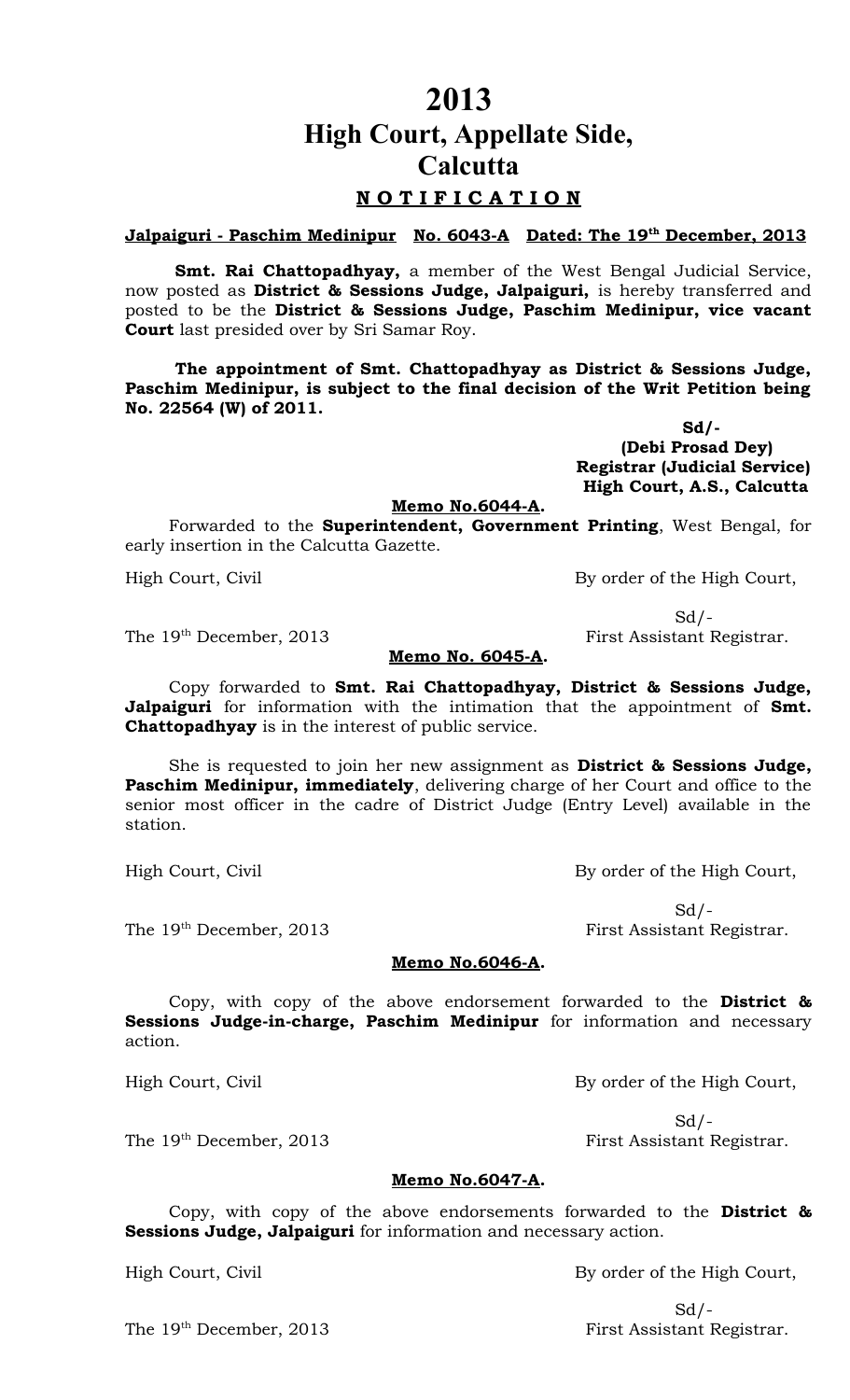# 2013
# High Court, Appellate Side, Calcutta

## N O T I F I C A T I O N

**Jalpaiguri - Paschim Medinipur No. 6043-A Dated: The 19th December, 2013**

**Smt. Rai Chattopadhyay,** a member of the West Bengal Judicial Service, now posted as **District & Sessions Judge, Jalpaiguri,** is hereby transferred and posted to be the **District & Sessions Judge, Paschim Medinipur, vice vacant Court** last presided over by Sri Samar Roy.

**The appointment of Smt. Chattopadhyay as District & Sessions Judge, Paschim Medinipur, is subject to the final decision of the Writ Petition being No. 22564 (W) of 2011.**

**Sd/-**
**(Debi Prosad Dey)**
**Registrar (Judicial Service)**
**High Court, A.S., Calcutta**

**Memo No.6044-A.**

Forwarded to the **Superintendent, Government Printing**, West Bengal, for early insertion in the Calcutta Gazette.

High Court, Civil

By order of the High Court,

Sd/-
First Assistant Registrar.

The 19th December, 2013

**Memo No. 6045-A.**

Copy forwarded to **Smt. Rai Chattopadhyay, District & Sessions Judge, Jalpaiguri** for information with the intimation that the appointment of **Smt. Chattopadhyay** is in the interest of public service.

She is requested to join her new assignment as **District & Sessions Judge, Paschim Medinipur, immediately**, delivering charge of her Court and office to the senior most officer in the cadre of District Judge (Entry Level) available in the station.

High Court, Civil

By order of the High Court,

Sd/-
First Assistant Registrar.

The 19th December, 2013

**Memo No.6046-A.**

Copy, with copy of the above endorsement forwarded to the **District & Sessions Judge-in-charge, Paschim Medinipur** for information and necessary action.

High Court, Civil

By order of the High Court,

Sd/-
First Assistant Registrar.

The 19th December, 2013

**Memo No.6047-A.**

Copy, with copy of the above endorsements forwarded to the **District & Sessions Judge, Jalpaiguri** for information and necessary action.

High Court, Civil

By order of the High Court,

Sd/-
First Assistant Registrar.

The 19th December, 2013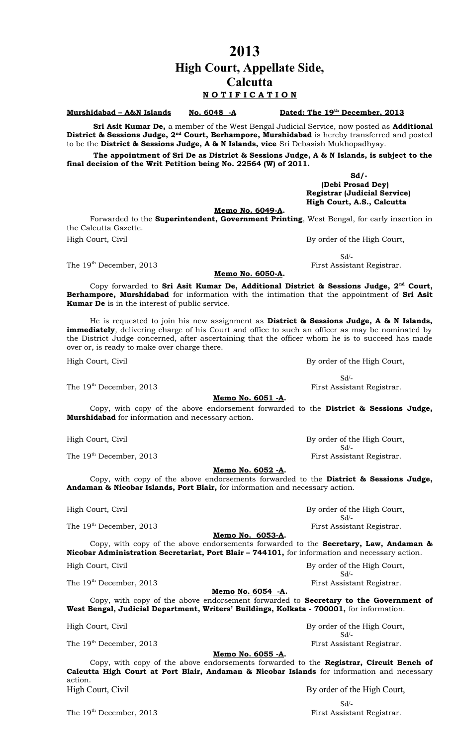# 2013

# High Court, Appellate Side, Calcutta

## N O T I F I C A T I O N

**Murshidabad – A&N Islands** **No. 6048 -A** **Dated: The 19th December, 2013**

**Sri Asit Kumar De,** a member of the West Bengal Judicial Service, now posted as **Additional District & Sessions Judge, 2nd Court, Berhampore, Murshidabad** is hereby transferred and posted to be the **District & Sessions Judge, A & N Islands, vice** Sri Debasish Mukhopadhyay.

**The appointment of Sri De as District & Sessions Judge, A & N Islands, is subject to the final decision of the Writ Petition being No. 22564 (W) of 2011.**

**Sd/-**
**(Debi Prosad Dey)**
**Registrar (Judicial Service)**
**High Court, A.S., Calcutta**

**Memo No. 6049-A.**

Forwarded to the **Superintendent, Government Printing**, West Bengal, for early insertion in the Calcutta Gazette.

High Court, Civil
The 19th December, 2013

By order of the High Court,
Sd/-
First Assistant Registrar.

**Memo No. 6050-A.**

Copy forwarded to **Sri Asit Kumar De, Additional District & Sessions Judge, 2nd Court, Berhampore, Murshidabad** for information with the intimation that the appointment of **Sri Asit Kumar De** is in the interest of public service.

He is requested to join his new assignment as **District & Sessions Judge, A & N Islands, immediately**, delivering charge of his Court and office to such an officer as may be nominated by the District Judge concerned, after ascertaining that the officer whom he is to succeed has made over or, is ready to make over charge there.

High Court, Civil
The 19th December, 2013

By order of the High Court,
Sd/-
First Assistant Registrar.

**Memo No. 6051 -A.**

Copy, with copy of the above endorsement forwarded to the **District & Sessions Judge, Murshidabad** for information and necessary action.

High Court, Civil
The 19th December, 2013

By order of the High Court,
Sd/-
First Assistant Registrar.

**Memo No. 6052 -A.**

Copy, with copy of the above endorsements forwarded to the **District & Sessions Judge, Andaman & Nicobar Islands, Port Blair,** for information and necessary action.

High Court, Civil
The 19th December, 2013

By order of the High Court,
Sd/-
First Assistant Registrar.

**Memo No. 6053-A.**

Copy, with copy of the above endorsements forwarded to the **Secretary, Law, Andaman & Nicobar Administration Secretariat, Port Blair – 744101,** for information and necessary action.

High Court, Civil
The 19th December, 2013

By order of the High Court,
Sd/-
First Assistant Registrar.

**Memo No. 6054 -A.**

Copy, with copy of the above endorsement forwarded to **Secretary to the Government of West Bengal, Judicial Department, Writers' Buildings, Kolkata - 700001,** for information.

High Court, Civil
The 19th December, 2013

By order of the High Court,
Sd/-
First Assistant Registrar.

**Memo No. 6055 -A.**

Copy, with copy of the above endorsements forwarded to the **Registrar, Circuit Bench of Calcutta High Court at Port Blair, Andaman & Nicobar Islands** for information and necessary action.

High Court, Civil
The 19th December, 2013

By order of the High Court,
Sd/-
First Assistant Registrar.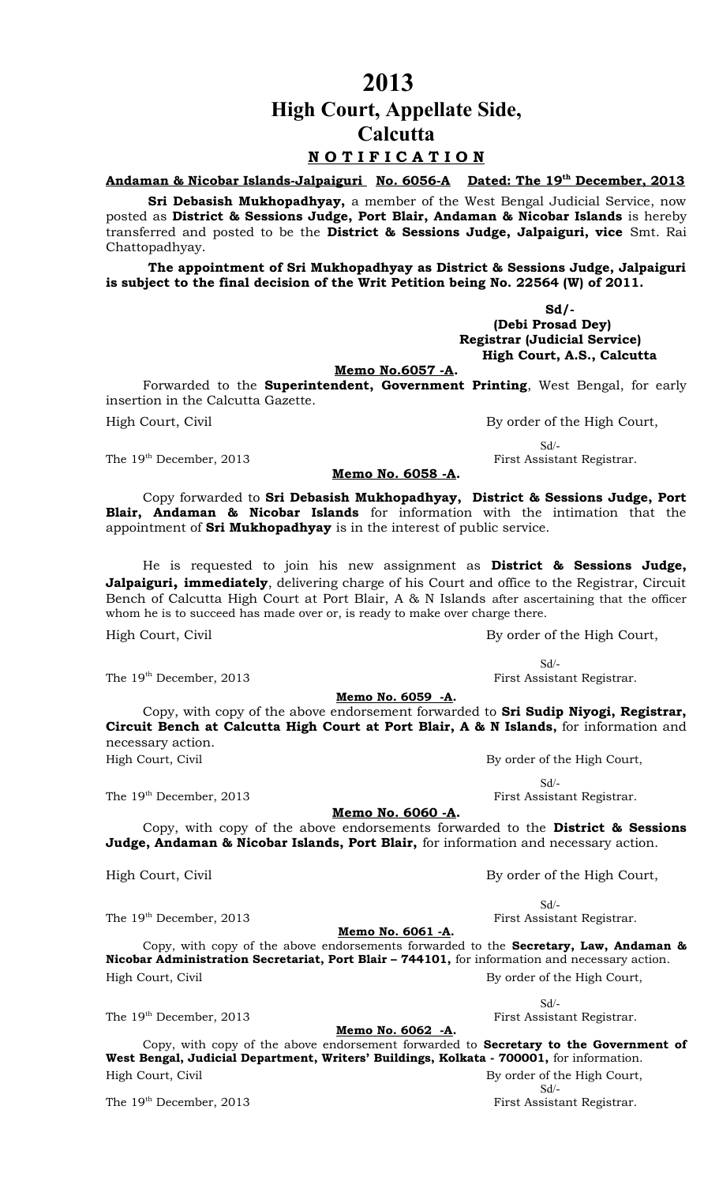# 2013

# High Court, Appellate Side, Calcutta

## N O T I F I C A T I O N

**Andaman & Nicobar Islands-Jalpaiguri No. 6056-A Dated: The 19th December, 2013**

**Sri Debasish Mukhopadhyay,** a member of the West Bengal Judicial Service, now posted as **District & Sessions Judge, Port Blair, Andaman & Nicobar Islands** is hereby transferred and posted to be the **District & Sessions Judge, Jalpaiguri, vice** Smt. Rai Chattopadhyay.

**The appointment of Sri Mukhopadhyay as District & Sessions Judge, Jalpaiguri is subject to the final decision of the Writ Petition being No. 22564 (W) of 2011.**

**Sd/-**
**(Debi Prosad Dey)**
**Registrar (Judicial Service)**
**High Court, A.S., Calcutta**

**Memo No.6057 -A.**

Forwarded to the **Superintendent, Government Printing**, West Bengal, for early insertion in the Calcutta Gazette.

High Court, Civil
The 19th December, 2013

By order of the High Court,
Sd/-
First Assistant Registrar.

**Memo No. 6058 -A.**

Copy forwarded to **Sri Debasish Mukhopadhyay, District & Sessions Judge, Port Blair, Andaman & Nicobar Islands** for information with the intimation that the appointment of **Sri Mukhopadhyay** is in the interest of public service.

He is requested to join his new assignment as **District & Sessions Judge, Jalpaiguri, immediately**, delivering charge of his Court and office to the Registrar, Circuit Bench of Calcutta High Court at Port Blair, A & N Islands after ascertaining that the officer whom he is to succeed has made over or, is ready to make over charge there.

High Court, Civil
The 19th December, 2013

By order of the High Court,
Sd/-
First Assistant Registrar.

**Memo No. 6059 -A.**

Copy, with copy of the above endorsement forwarded to **Sri Sudip Niyogi, Registrar, Circuit Bench at Calcutta High Court at Port Blair, A & N Islands,** for information and necessary action.

High Court, Civil
The 19th December, 2013

By order of the High Court,
Sd/-
First Assistant Registrar.

**Memo No. 6060 -A.**

Copy, with copy of the above endorsements forwarded to the **District & Sessions Judge, Andaman & Nicobar Islands, Port Blair,** for information and necessary action.

High Court, Civil
The 19th December, 2013

By order of the High Court,
Sd/-
First Assistant Registrar.

**Memo No. 6061 -A.**

Copy, with copy of the above endorsements forwarded to the **Secretary, Law, Andaman & Nicobar Administration Secretariat, Port Blair – 744101,** for information and necessary action.

High Court, Civil
The 19th December, 2013

By order of the High Court,
Sd/-
First Assistant Registrar.

**Memo No. 6062 -A.**

Copy, with copy of the above endorsement forwarded to **Secretary to the Government of West Bengal, Judicial Department, Writers' Buildings, Kolkata - 700001,** for information.

High Court, Civil
The 19th December, 2013

By order of the High Court,
Sd/-
First Assistant Registrar.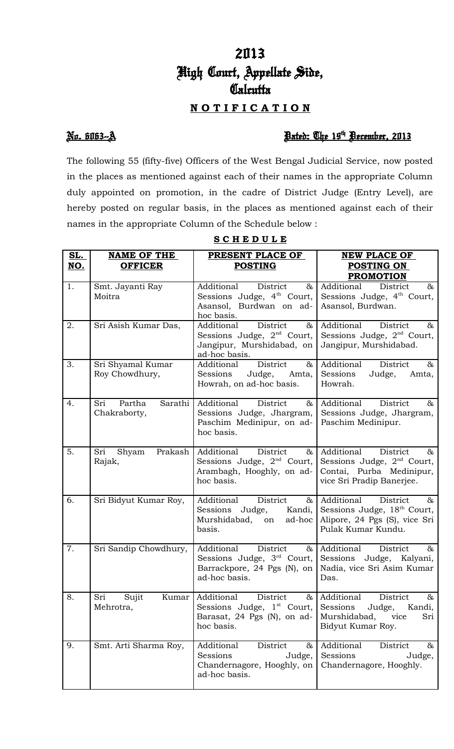# 2013
# High Court, Appellate Side,
# Calcutta

**NOTIFICATION**

**No. 6063-A** **Dated: The 19th December, 2013**

The following 55 (fifty-five) Officers of the West Bengal Judicial Service, now posted in the places as mentioned against each of their names in the appropriate Column duly appointed on promotion, in the cadre of District Judge (Entry Level), are hereby posted on regular basis, in the places as mentioned against each of their names in the appropriate Column of the Schedule below :

**SCHEDULE**

| SL. NO. | NAME OF THE OFFICER | PRESENT PLACE OF POSTING | NEW PLACE OF POSTING ON PROMOTION |
|---|---|---|---|
| 1. | Smt. Jayanti Ray Moitra | Additional District & Sessions Judge, 4th Court, Asansol, Burdwan on ad-hoc basis. | Additional District & Sessions Judge, 4th Court, Asansol, Burdwan. |
| 2. | Sri Asish Kumar Das, | Additional District & Sessions Judge, 2nd Court, Jangipur, Murshidabad, on ad-hoc basis. | Additional District & Sessions Judge, 2nd Court, Jangipur, Murshidabad. |
| 3. | Sri Shyamal Kumar Roy Chowdhury, | Additional District & Sessions Judge, Amta, Howrah, on ad-hoc basis. | Additional District & Sessions Judge, Amta, Howrah. |
| 4. | Sri Partha Sarathi Chakraborty, | Additional District & Sessions Judge, Jhargram, Paschim Medinipur, on ad-hoc basis. | Additional District & Sessions Judge, Jhargram, Paschim Medinipur. |
| 5. | Sri Shyam Prakash Rajak, | Additional District & Sessions Judge, 2nd Court, Arambagh, Hooghly, on ad-hoc basis. | Additional District & Sessions Judge, 2nd Court, Contai, Purba Medinipur, vice Sri Pradip Banerjee. |
| 6. | Sri Bidyut Kumar Roy, | Additional District & Sessions Judge, Kandi, Murshidabad, on ad-hoc basis. | Additional District & Sessions Judge, 18th Court, Alipore, 24 Pgs (S), vice Sri Pulak Kumar Kundu. |
| 7. | Sri Sandip Chowdhury, | Additional District & Sessions Judge, 3rd Court, Barrackpore, 24 Pgs (N), on ad-hoc basis. | Additional District & Sessions Judge, Kalyani, Nadia, vice Sri Asim Kumar Das. |
| 8. | Sri Sujit Kumar Mehrotra, | Additional District & Sessions Judge, 1st Court, Barasat, 24 Pgs (N), on ad-hoc basis. | Additional District & Sessions Judge, Kandi, Murshidabad, vice Sri Bidyut Kumar Roy. |
| 9. | Smt. Arti Sharma Roy, | Additional District & Sessions Judge, Chandernagore, Hooghly, on ad-hoc basis. | Additional District & Sessions Judge, Chandernagore, Hooghly. |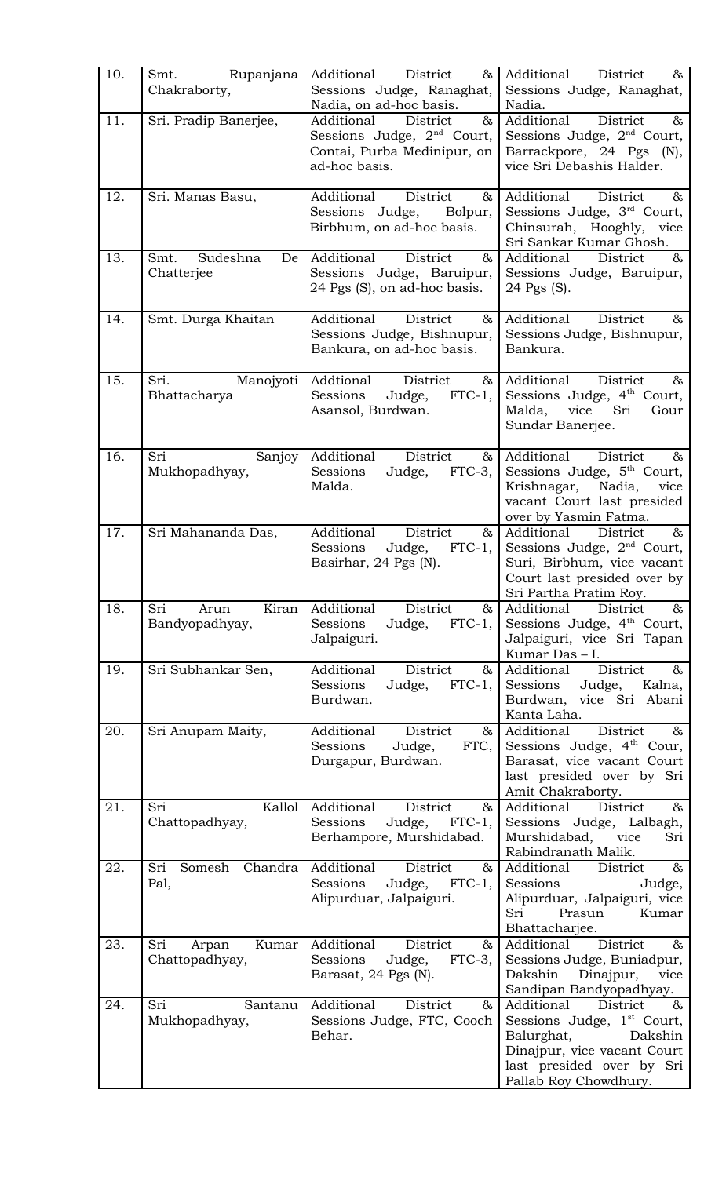| 10. | Smt. Rupanjana Chakraborty, | Additional District & Sessions Judge, Ranaghat, Nadia, on ad-hoc basis. | Additional District & Sessions Judge, Ranaghat, Nadia. |
|---|---|---|---|
| 11. | Sri. Pradip Banerjee, | Additional District & Sessions Judge, 2nd Court, Contai, Purba Medinipur, on ad-hoc basis. | Additional District & Sessions Judge, 2nd Court, Barrackpore, 24 Pgs (N), vice Sri Debashis Halder. |
| 12. | Sri. Manas Basu, | Additional District & Sessions Judge, Bolpur, Birbhum, on ad-hoc basis. | Additional District & Sessions Judge, 3rd Court, Chinsurah, Hooghly, vice Sri Sankar Kumar Ghosh. |
| 13. | Smt. Sudeshna De Chatterjee | Additional District & Sessions Judge, Baruipur, 24 Pgs (S), on ad-hoc basis. | Additional District & Sessions Judge, Baruipur, 24 Pgs (S). |
| 14. | Smt. Durga Khaitan | Additional District & Sessions Judge, Bishnupur, Bankura, on ad-hoc basis. | Additional District & Sessions Judge, Bishnupur, Bankura. |
| 15. | Sri. Manojyoti Bhattacharya | Addtional District & Sessions Judge, FTC-1, Asansol, Burdwan. | Additional District & Sessions Judge, 4th Court, Malda, vice Sri Gour Sundar Banerjee. |
| 16. | Sri Sanjoy Mukhopadhyay, | Additional District & Sessions Judge, FTC-3, Malda. | Additional District & Sessions Judge, 5th Court, Krishnagar, Nadia, vice vacant Court last presided over by Yasmin Fatma. |
| 17. | Sri Mahananda Das, | Additional District & Sessions Judge, FTC-1, Basirhar, 24 Pgs (N). | Additional District & Sessions Judge, 2nd Court, Suri, Birbhum, vice vacant Court last presided over by Sri Partha Pratim Roy. |
| 18. | Sri Arun Kiran Bandyopadhyay, | Additional District & Sessions Judge, FTC-1, Jalpaiguri. | Additional District & Sessions Judge, 4th Court, Jalpaiguri, vice Sri Tapan Kumar Das – I. |
| 19. | Sri Subhankar Sen, | Additional District & Sessions Judge, FTC-1, Burdwan. | Additional District & Sessions Judge, Kalna, Burdwan, vice Sri Abani Kanta Laha. |
| 20. | Sri Anupam Maity, | Additional District & Sessions Judge, FTC, Durgapur, Burdwan. | Additional District & Sessions Judge, 4th Cour, Barasat, vice vacant Court last presided over by Sri Amit Chakraborty. |
| 21. | Sri Kallol Chattopadhyay, | Additional District & Sessions Judge, FTC-1, Berhampore, Murshidabad. | Additional District & Sessions Judge, Lalbagh, Murshidabad, vice Sri Rabindranath Malik. |
| 22. | Sri Somesh Chandra Pal, | Additional District & Sessions Judge, FTC-1, Alipurduar, Jalpaiguri. | Additional District & Sessions Judge, Alipurduar, Jalpaiguri, vice Sri Prasun Kumar Bhattacharjee. |
| 23. | Sri Arpan Kumar Chattopadhyay, | Additional District & Sessions Judge, FTC-3, Barasat, 24 Pgs (N). | Additional District & Sessions Judge, Buniadpur, Dakshin Dinajpur, vice Sandipan Bandyopadhyay. |
| 24. | Sri Santanu Mukhopadhyay, | Additional District & Sessions Judge, FTC, Cooch Behar. | Additional District & Sessions Judge, 1st Court, Balurghat, Dakshin Dinajpur, vice vacant Court last presided over by Sri Pallab Roy Chowdhury. |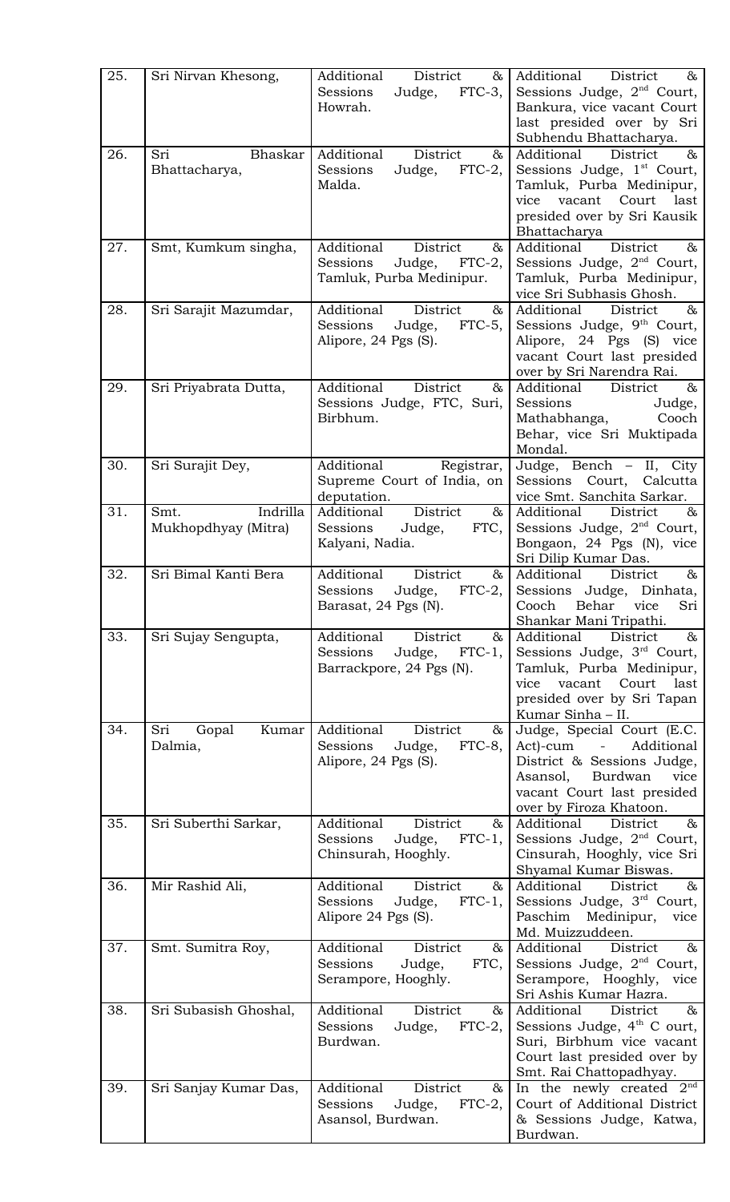| 25. | Sri Nirvan Khesong, | Additional District & Sessions Judge, FTC-3, Howrah. | Additional District & Sessions Judge, 2nd Court, Bankura, vice vacant Court last presided over by Sri Subhendu Bhattacharya. |
|---|---|---|---|
| 26. | Sri Bhaskar Bhattacharya, | Additional District & Sessions Judge, FTC-2, Malda. | Additional District & Sessions Judge, 1st Court, Tamluk, Purba Medinipur, vice vacant Court last presided over by Sri Kausik Bhattacharya |
| 27. | Smt, Kumkum singha, | Additional District & Sessions Judge, FTC-2, Tamluk, Purba Medinipur. | Additional District & Sessions Judge, 2nd Court, Tamluk, Purba Medinipur, vice Sri Subhasis Ghosh. |
| 28. | Sri Sarajit Mazumdar, | Additional District & Sessions Judge, FTC-5, Alipore, 24 Pgs (S). | Additional District & Sessions Judge, 9th Court, Alipore, 24 Pgs (S) vice vacant Court last presided over by Sri Narendra Rai. |
| 29. | Sri Priyabrata Dutta, | Additional District & Sessions Judge, FTC, Suri, Birbhum. | Additional District & Sessions Judge, Mathabhanga, Cooch Behar, vice Sri Muktipada Mondal. |
| 30. | Sri Surajit Dey, | Additional Registrar, Supreme Court of India, on deputation. | Judge, Bench – II, City Sessions Court, Calcutta vice Smt. Sanchita Sarkar. |
| 31. | Smt. Indrilla Mukhopdhyay (Mitra) | Additional District & Sessions Judge, FTC, Kalyani, Nadia. | Additional District & Sessions Judge, 2nd Court, Bongaon, 24 Pgs (N), vice Sri Dilip Kumar Das. |
| 32. | Sri Bimal Kanti Bera | Additional District & Sessions Judge, FTC-2, Barasat, 24 Pgs (N). | Additional District & Sessions Judge, Dinhata, Cooch Behar vice Sri Shankar Mani Tripathi. |
| 33. | Sri Sujay Sengupta, | Additional District & Sessions Judge, FTC-1, Barrackpore, 24 Pgs (N). | Additional District & Sessions Judge, 3rd Court, Tamluk, Purba Medinipur, vice vacant Court last presided over by Sri Tapan Kumar Sinha – II. |
| 34. | Sri Gopal Kumar Dalmia, | Additional District & Sessions Judge, FTC-8, Alipore, 24 Pgs (S). | Judge, Special Court (E.C. Act)-cum - Additional District & Sessions Judge, Asansol, Burdwan vice vacant Court last presided over by Firoza Khatoon. |
| 35. | Sri Suberthi Sarkar, | Additional District & Sessions Judge, FTC-1, Chinsurah, Hooghly. | Additional District & Sessions Judge, 2nd Court, Cinsurah, Hooghly, vice Sri Shyamal Kumar Biswas. |
| 36. | Mir Rashid Ali, | Additional District & Sessions Judge, FTC-1, Alipore 24 Pgs (S). | Additional District & Sessions Judge, 3rd Court, Paschim Medinipur, vice Md. Muizzuddeen. |
| 37. | Smt. Sumitra Roy, | Additional District & Sessions Judge, FTC, Serampore, Hooghly. | Additional District & Sessions Judge, 2nd Court, Serampore, Hooghly, vice Sri Ashis Kumar Hazra. |
| 38. | Sri Subasish Ghoshal, | Additional District & Sessions Judge, FTC-2, Burdwan. | Additional District & Sessions Judge, 4th C ourt, Suri, Birbhum vice vacant Court last presided over by Smt. Rai Chattopadhyay. |
| 39. | Sri Sanjay Kumar Das, | Additional District & Sessions Judge, FTC-2, Asansol, Burdwan. | In the newly created 2nd Court of Additional District & Sessions Judge, Katwa, Burdwan. |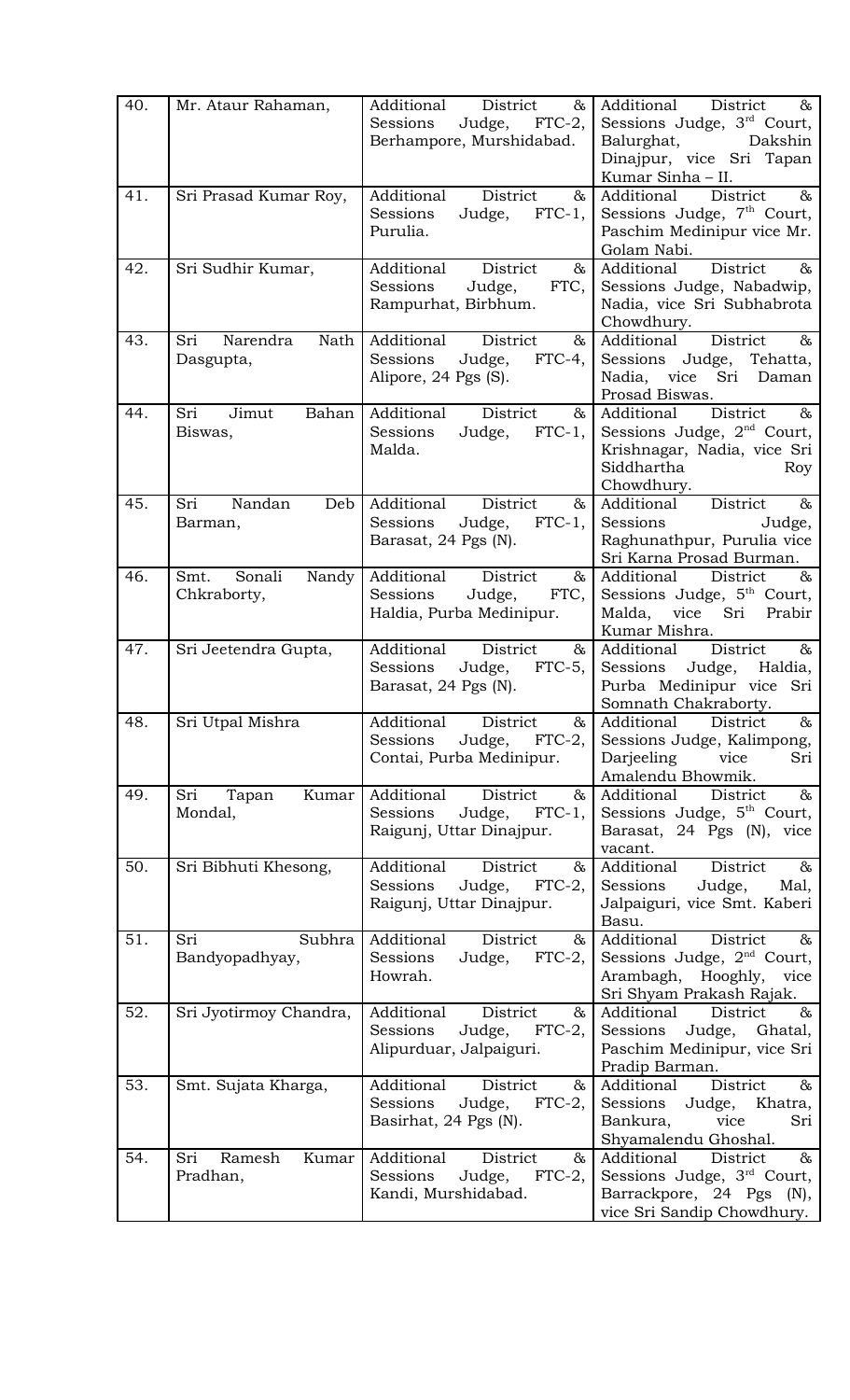| 40. | Mr. Ataur Rahaman, | Additional District & Sessions Judge, FTC-2, Berhampore, Murshidabad. | Additional District & Sessions Judge, 3rd Court, Balurghat, Dakshin Dinajpur, vice Sri Tapan Kumar Sinha – II. |
|---|---|---|---|
| 41. | Sri Prasad Kumar Roy, | Additional District & Sessions Judge, FTC-1, Purulia. | Additional District & Sessions Judge, 7th Court, Paschim Medinipur vice Mr. Golam Nabi. |
| 42. | Sri Sudhir Kumar, | Additional District & Sessions Judge, FTC, Rampurhat, Birbhum. | Additional District & Sessions Judge, Nabadwip, Nadia, vice Sri Subhabrota Chowdhury. |
| 43. | Sri Narendra Nath Dasgupta, | Additional District & Sessions Judge, FTC-4, Alipore, 24 Pgs (S). | Additional District & Sessions Judge, Tehatta, Nadia, vice Sri Daman Prosad Biswas. |
| 44. | Sri Jimut Bahan Biswas, | Additional District & Sessions Judge, FTC-1, Malda. | Additional District & Sessions Judge, 2nd Court, Krishnagar, Nadia, vice Sri Siddhartha Roy Chowdhury. |
| 45. | Sri Nandan Deb Barman, | Additional District & Sessions Judge, FTC-1, Barasat, 24 Pgs (N). | Additional District & Sessions Judge, Raghunathpur, Purulia vice Sri Karna Prosad Burman. |
| 46. | Smt. Sonali Nandy Chkraborty, | Additional District & Sessions Judge, FTC, Haldia, Purba Medinipur. | Additional District & Sessions Judge, 5th Court, Malda, vice Sri Prabir Kumar Mishra. |
| 47. | Sri Jeetendra Gupta, | Additional District & Sessions Judge, FTC-5, Barasat, 24 Pgs (N). | Additional District & Sessions Judge, Haldia, Purba Medinipur vice Sri Somnath Chakraborty. |
| 48. | Sri Utpal Mishra | Additional District & Sessions Judge, FTC-2, Contai, Purba Medinipur. | Additional District & Sessions Judge, Kalimpong, Darjeeling vice Sri Amalendu Bhowmik. |
| 49. | Sri Tapan Kumar Mondal, | Additional District & Sessions Judge, FTC-1, Raigunj, Uttar Dinajpur. | Additional District & Sessions Judge, 5th Court, Barasat, 24 Pgs (N), vice vacant. |
| 50. | Sri Bibhuti Khesong, | Additional District & Sessions Judge, FTC-2, Raigunj, Uttar Dinajpur. | Additional District & Sessions Judge, Mal, Jalpaiguri, vice Smt. Kaberi Basu. |
| 51. | Sri Subhra Bandyopadhyay, | Additional District & Sessions Judge, FTC-2, Howrah. | Additional District & Sessions Judge, 2nd Court, Arambagh, Hooghly, vice Sri Shyam Prakash Rajak. |
| 52. | Sri Jyotirmoy Chandra, | Additional District & Sessions Judge, FTC-2, Alipurduar, Jalpaiguri. | Additional District & Sessions Judge, Ghatal, Paschim Medinipur, vice Sri Pradip Barman. |
| 53. | Smt. Sujata Kharga, | Additional District & Sessions Judge, FTC-2, Basirhat, 24 Pgs (N). | Additional District & Sessions Judge, Khatra, Bankura, vice Sri Shyamalendu Ghoshal. |
| 54. | Sri Ramesh Kumar Pradhan, | Additional District & Sessions Judge, FTC-2, Kandi, Murshidabad. | Additional District & Sessions Judge, 3rd Court, Barrackpore, 24 Pgs (N), vice Sri Sandip Chowdhury. |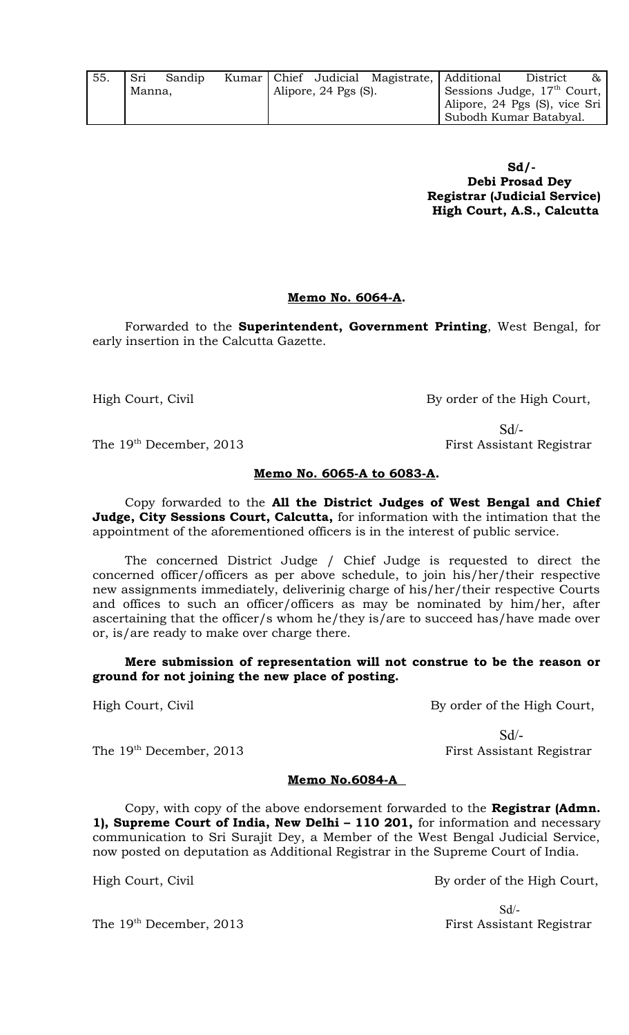| | | | |
|---|---|---|---|
| 55. | Sri Sandip Kumar Manna, | Chief Judicial Magistrate, Alipore, 24 Pgs (S). | Additional District & Sessions Judge, 17th Court, Alipore, 24 Pgs (S), vice Sri Subodh Kumar Batabyal. |

**Sd/-**
**Debi Prosad Dey**
**Registrar (Judicial Service)**
**High Court, A.S., Calcutta**

**Memo No. 6064-A.**

Forwarded to the **Superintendent, Government Printing**, West Bengal, for early insertion in the Calcutta Gazette.

High Court, Civil

The 19th December, 2013

By order of the High Court,

Sd/-
First Assistant Registrar

**Memo No. 6065-A to 6083-A.**

Copy forwarded to the **All the District Judges of West Bengal and Chief Judge, City Sessions Court, Calcutta,** for information with the intimation that the appointment of the aforementioned officers is in the interest of public service.

The concerned District Judge / Chief Judge is requested to direct the concerned officer/officers as per above schedule, to join his/her/their respective new assignments immediately, deliverinig charge of his/her/their respective Courts and offices to such an officer/officers as may be nominated by him/her, after ascertaining that the officer/s whom he/they is/are to succeed has/have made over or, is/are ready to make over charge there.

**Mere submission of representation will not construe to be the reason or ground for not joining the new place of posting.**

High Court, Civil

The 19th December, 2013

By order of the High Court,

Sd/-
First Assistant Registrar

**Memo No.6084-A**

Copy, with copy of the above endorsement forwarded to the **Registrar (Admn. 1), Supreme Court of India, New Delhi – 110 201,** for information and necessary communication to Sri Surajit Dey, a Member of the West Bengal Judicial Service, now posted on deputation as Additional Registrar in the Supreme Court of India.

High Court, Civil

The 19th December, 2013

By order of the High Court,

Sd/-
First Assistant Registrar